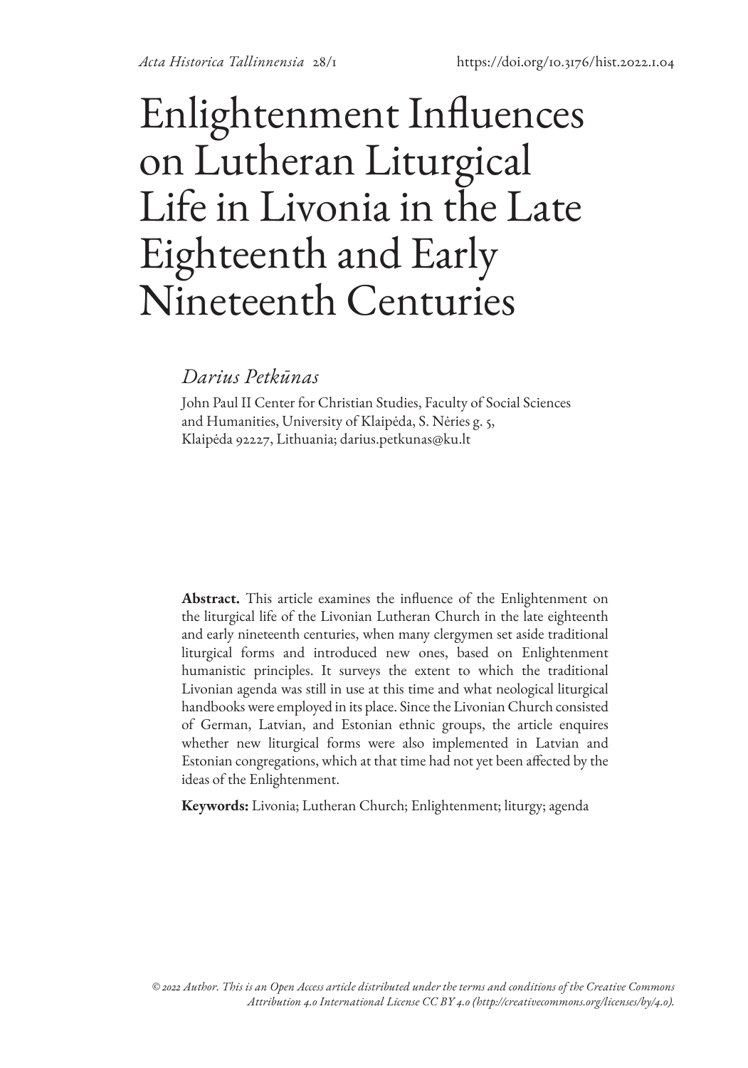# Enlightenment Influences on Lutheran Liturgical Life in Livonia in the Late Eighteenth and Early Nineteenth Centuries

*Darius Petkūnas*

John Paul II Center for Christian Studies, Faculty of Social Sciences and Humanities, University of Klaipėda, S. Nėries g. 5, Klaipėda 92227, Lithuania; darius.petkunas@ku.lt

**Abstract.** This article examines the influence of the Enlightenment on the liturgical life of the Livonian Lutheran Church in the late eighteenth and early nineteenth centuries, when many clergymen set aside traditional liturgical forms and introduced new ones, based on Enlightenment humanistic principles. It surveys the extent to which the traditional Livonian agenda was still in use at this time and what neological liturgical handbooks were employed in its place. Since the Livonian Church consisted of German, Latvian, and Estonian ethnic groups, the article enquires whether new liturgical forms were also implemented in Latvian and Estonian congregations, which at that time had not yet been affected by the ideas of the Enlightenment.

**Keywords:** Livonia; Lutheran Church; Enlightenment; liturgy; agenda

*© 2022 Author. This is an Open Access article distributed under the terms and conditions of the Creative Commons Attribution 4.0 International License CC BY 4.0 (http://creativecommons.org/licenses/by/4.0).*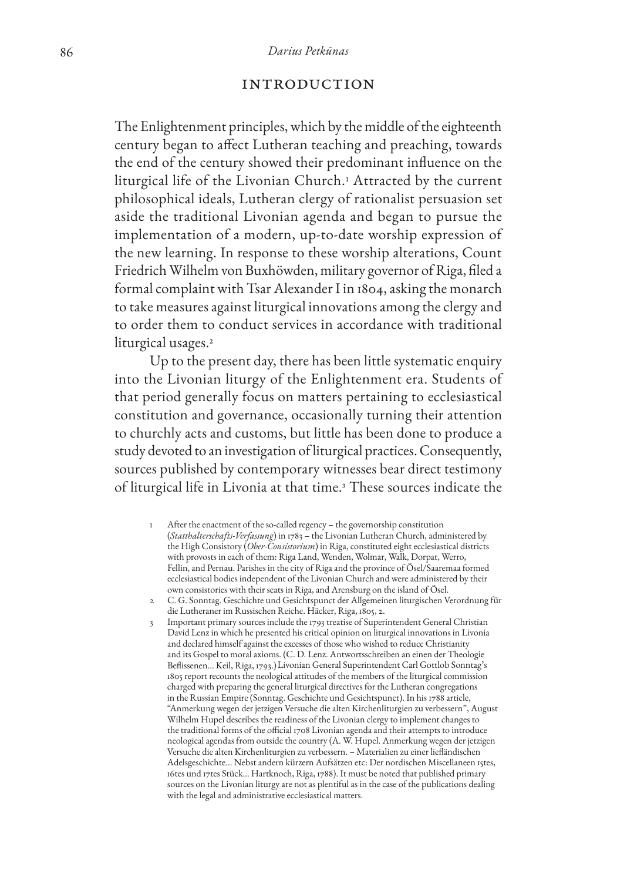## INTRODUCTION

The Enlightenment principles, which by the middle of the eighteenth century began to affect Lutheran teaching and preaching, towards the end of the century showed their predominant influence on the liturgical life of the Livonian Church.[1] Attracted by the current philosophical ideals, Lutheran clergy of rationalist persuasion set aside the traditional Livonian agenda and began to pursue the implementation of a modern, up-to-date worship expression of the new learning. In response to these worship alterations, Count Friedrich Wilhelm von Buxhöwden, military governor of Riga, filed a formal complaint with Tsar Alexander I in 1804, asking the monarch to take measures against liturgical innovations among the clergy and to order them to conduct services in accordance with traditional liturgical usages.[2]

Up to the present day, there has been little systematic enquiry into the Livonian liturgy of the Enlightenment era. Students of that period generally focus on matters pertaining to ecclesiastical constitution and governance, occasionally turning their attention to churchly acts and customs, but little has been done to produce a study devoted to an investigation of liturgical practices. Consequently, sources published by contemporary witnesses bear direct testimony of liturgical life in Livonia at that time.[3] These sources indicate the

---

1 After the enactment of the so-called regency – the governorship constitution (*Statthalterschafts-Verfassung*) in 1783 – the Livonian Lutheran Church, administered by the High Consistory (*Ober-Consistorium*) in Riga, constituted eight ecclesiastical districts with provosts in each of them: Riga Land, Wenden, Wolmar, Walk, Dorpat, Werro, Fellin, and Pernau. Parishes in the city of Riga and the province of Ösel/Saaremaa formed ecclesiastical bodies independent of the Livonian Church and were administered by their own consistories with their seats in Riga, and Arensburg on the island of Ösel.

2 C. G. Sonntag. Geschichte und Gesichtspunct der Allgemeinen liturgischen Verordnung für die Lutheraner im Russischen Reiche. Häcker, Riga, 1805, 2.

3 Important primary sources include the 1793 treatise of Superintendent General Christian David Lenz in which he presented his critical opinion on liturgical innovations in Livonia and declared himself against the excesses of those who wished to reduce Christianity and its Gospel to moral axioms. (C. D. Lenz. Antwortsschreiben an einen der Theologie Beflissenen... Keil, Riga, 1793.) Livonian General Superintendent Carl Gottlob Sonntag's 1805 report recounts the neological attitudes of the members of the liturgical commission charged with preparing the general liturgical directives for the Lutheran congregations in the Russian Empire (Sonntag. Geschichte und Gesichtspunct). In his 1788 article, "Anmerkung wegen der jetzigen Versuche die alten Kirchenliturgien zu verbessern", August Wilhelm Hupel describes the readiness of the Livonian clergy to implement changes to the traditional forms of the official 1708 Livonian agenda and their attempts to introduce neological agendas from outside the country (A. W. Hupel. Anmerkung wegen der jetzigen Versuche die alten Kirchenliturgien zu verbessern. – Materialien zu einer liefländischen Adelsgeschichte... Nebst andern kürzern Aufsätzen etc: Der nordischen Miscellaneen 15tes, 16tes und 17tes Stück... Hartknoch, Riga, 1788). It must be noted that published primary sources on the Livonian liturgy are not as plentiful as in the case of the publications dealing with the legal and administrative ecclesiastical matters.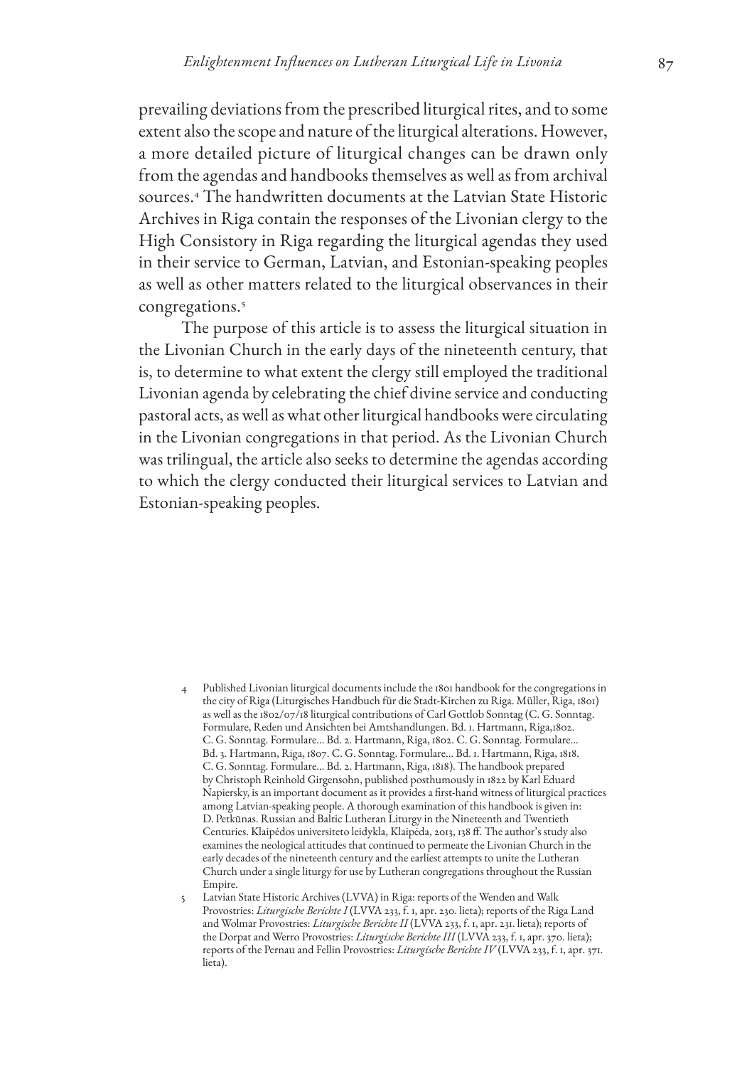prevailing deviations from the prescribed liturgical rites, and to some extent also the scope and nature of the liturgical alterations. However, a more detailed picture of liturgical changes can be drawn only from the agendas and handbooks themselves as well as from archival sources.[4] The handwritten documents at the Latvian State Historic Archives in Riga contain the responses of the Livonian clergy to the High Consistory in Riga regarding the liturgical agendas they used in their service to German, Latvian, and Estonian-speaking peoples as well as other matters related to the liturgical observances in their congregations.[5]

The purpose of this article is to assess the liturgical situation in the Livonian Church in the early days of the nineteenth century, that is, to determine to what extent the clergy still employed the traditional Livonian agenda by celebrating the chief divine service and conducting pastoral acts, as well as what other liturgical handbooks were circulating in the Livonian congregations in that period. As the Livonian Church was trilingual, the article also seeks to determine the agendas according to which the clergy conducted their liturgical services to Latvian and Estonian-speaking peoples.

---

4 Published Livonian liturgical documents include the 1801 handbook for the congregations in the city of Riga (Liturgisches Handbuch für die Stadt-Kirchen zu Riga. Müller, Riga, 1801) as well as the 1802/07/18 liturgical contributions of Carl Gottlob Sonntag (C. G. Sonntag. Formulare, Reden und Ansichten bei Amtshandlungen. Bd. 1. Hartmann, Riga,1802. C. G. Sonntag. Formulare... Bd. 2. Hartmann, Riga, 1802. C. G. Sonntag. Formulare... Bd. 3. Hartmann, Riga, 1807. C. G. Sonntag. Formulare... Bd. 1. Hartmann, Riga, 1818. C. G. Sonntag. Formulare... Bd. 2. Hartmann, Riga, 1818). The handbook prepared by Christoph Reinhold Girgensohn, published posthumously in 1822 by Karl Eduard Napiersky, is an important document as it provides a first-hand witness of liturgical practices among Latvian-speaking people. A thorough examination of this handbook is given in: D. Petkūnas. Russian and Baltic Lutheran Liturgy in the Nineteenth and Twentieth Centuries. Klaipėdos universiteto leidykla, Klaipėda, 2013, 138 ff. The author's study also examines the neological attitudes that continued to permeate the Livonian Church in the early decades of the nineteenth century and the earliest attempts to unite the Lutheran Church under a single liturgy for use by Lutheran congregations throughout the Russian Empire.

5 Latvian State Historic Archives (LVVA) in Riga: reports of the Wenden and Walk Provostries: *Liturgische Berichte I* (LVVA 233, f. 1, apr. 230. lieta); reports of the Riga Land and Wolmar Provostries: *Liturgische Berichte II* (LVVA 233, f. 1, apr. 231. lieta); reports of the Dorpat and Werro Provostries: *Liturgische Berichte III* (LVVA 233, f. 1, apr. 370. lieta); reports of the Pernau and Fellin Provostries: *Liturgische Berichte IV* (LVVA 233, f. 1, apr. 371. lieta).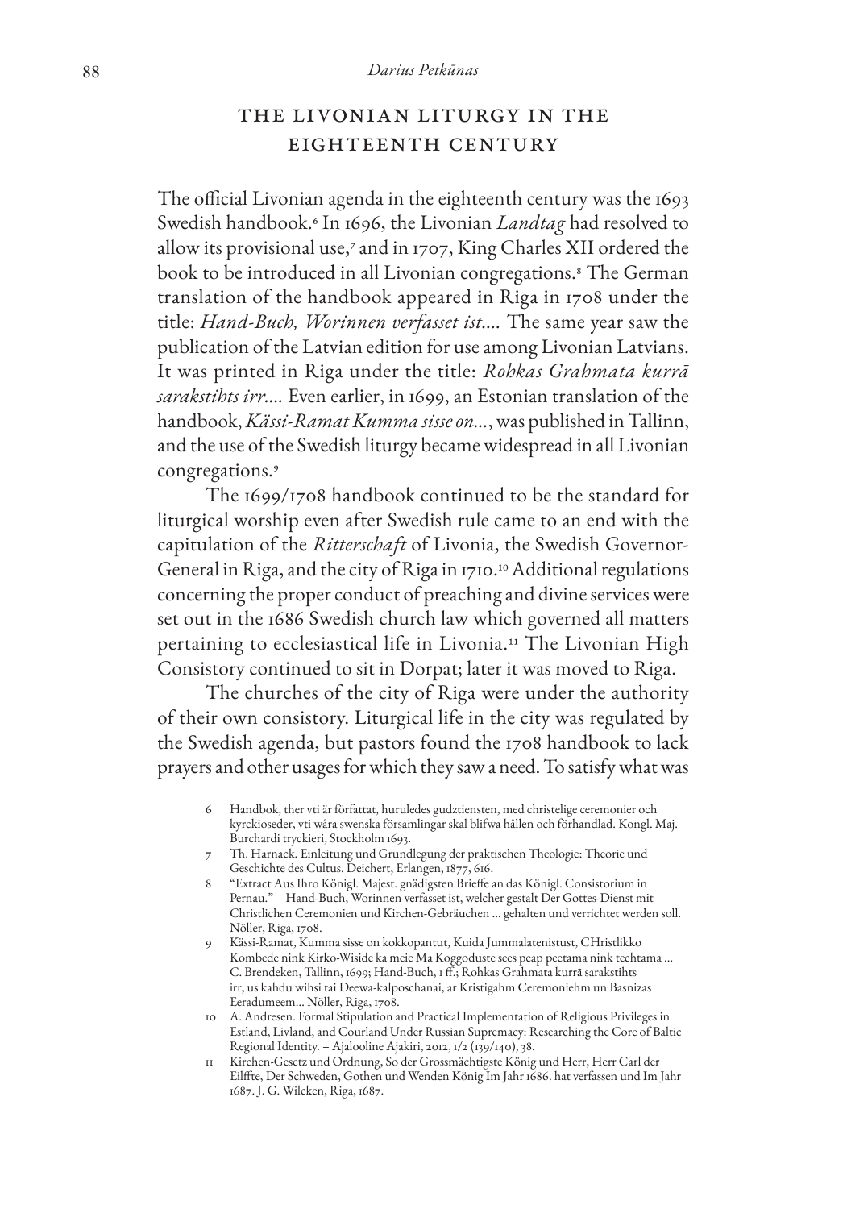## THE LIVONIAN LITURGY IN THE EIGHTEENTH CENTURY

The official Livonian agenda in the eighteenth century was the 1693 Swedish handbook.[6] In 1696, the Livonian *Landtag* had resolved to allow its provisional use,[7] and in 1707, King Charles XII ordered the book to be introduced in all Livonian congregations.[8] The German translation of the handbook appeared in Riga in 1708 under the title: *Hand-Buch, Worinnen verfasset ist....* The same year saw the publication of the Latvian edition for use among Livonian Latvians. It was printed in Riga under the title: *Rohkas Grahmata kurrā sarakstihts irr....* Even earlier, in 1699, an Estonian translation of the handbook, *Kässi-Ramat Kumma sisse on...*, was published in Tallinn, and the use of the Swedish liturgy became widespread in all Livonian congregations.[9]

The 1699/1708 handbook continued to be the standard for liturgical worship even after Swedish rule came to an end with the capitulation of the *Ritterschaft* of Livonia, the Swedish Governor-General in Riga, and the city of Riga in 1710.[10] Additional regulations concerning the proper conduct of preaching and divine services were set out in the 1686 Swedish church law which governed all matters pertaining to ecclesiastical life in Livonia.[11] The Livonian High Consistory continued to sit in Dorpat; later it was moved to Riga.

The churches of the city of Riga were under the authority of their own consistory. Liturgical life in the city was regulated by the Swedish agenda, but pastors found the 1708 handbook to lack prayers and other usages for which they saw a need. To satisfy what was

6 Handbok, ther vti är författat, huruledes gudztiensten, med christelige ceremonier och kyrckioseder, vti wåra swenska församlingar skal blifwa hållen och förhandlad. Kongl. Maj. Burchardi tryckieri, Stockholm 1693.

7 Th. Harnack. Einleitung und Grundlegung der praktischen Theologie: Theorie und Geschichte des Cultus. Deichert, Erlangen, 1877, 616.

8 "Extract Aus Ihro Königl. Majest. gnädigsten Brieffe an das Königl. Consistorium in Pernau." – Hand-Buch, Worinnen verfasset ist, welcher gestalt Der Gottes-Dienst mit Christlichen Ceremonien und Kirchen-Gebräuchen ... gehalten und verrichtet werden soll. Nöller, Riga, 1708.

9 Kässi-Ramat, Kumma sisse on kokkopantut, Kuida Jummalatenistust, CHristlikko Kombede nink Kirko-Wiside ka meie Ma Koggoduste sees peap peetama nink techtama ... C. Brendeken, Tallinn, 1699; Hand-Buch, 1 ff.; Rohkas Grahmata kurrā sarakstihts irr, us kahdu wihsi tai Deewa-kalposchanai, ar Kristigahm Ceremoniehm un Basnizas Eeradumeem... Nöller, Riga, 1708.

10 A. Andresen. Formal Stipulation and Practical Implementation of Religious Privileges in Estland, Livland, and Courland Under Russian Supremacy: Researching the Core of Baltic Regional Identity. – Ajalooline Ajakiri, 2012, 1/2 (139/140), 38.

11 Kirchen-Gesetz und Ordnung, So der Grossmächtigste König und Herr, Herr Carl der Eilffte, Der Schweden, Gothen und Wenden König Im Jahr 1686. hat verfassen und Im Jahr 1687. J. G. Wilcken, Riga, 1687.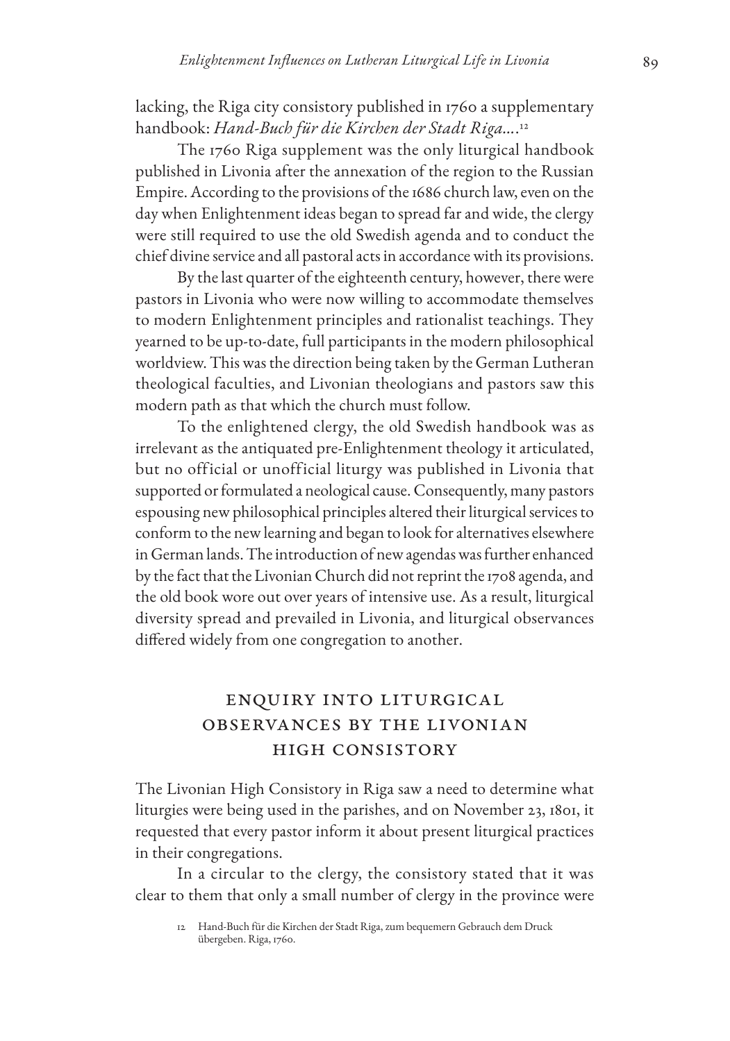lacking, the Riga city consistory published in 1760 a supplementary handbook: *Hand-Buch für die Kirchen der Stadt Riga....*[12]

The 1760 Riga supplement was the only liturgical handbook published in Livonia after the annexation of the region to the Russian Empire. According to the provisions of the 1686 church law, even on the day when Enlightenment ideas began to spread far and wide, the clergy were still required to use the old Swedish agenda and to conduct the chief divine service and all pastoral acts in accordance with its provisions.

By the last quarter of the eighteenth century, however, there were pastors in Livonia who were now willing to accommodate themselves to modern Enlightenment principles and rationalist teachings. They yearned to be up-to-date, full participants in the modern philosophical worldview. This was the direction being taken by the German Lutheran theological faculties, and Livonian theologians and pastors saw this modern path as that which the church must follow.

To the enlightened clergy, the old Swedish handbook was as irrelevant as the antiquated pre-Enlightenment theology it articulated, but no official or unofficial liturgy was published in Livonia that supported or formulated a neological cause. Consequently, many pastors espousing new philosophical principles altered their liturgical services to conform to the new learning and began to look for alternatives elsewhere in German lands. The introduction of new agendas was further enhanced by the fact that the Livonian Church did not reprint the 1708 agenda, and the old book wore out over years of intensive use. As a result, liturgical diversity spread and prevailed in Livonia, and liturgical observances differed widely from one congregation to another.

## Enquiry into Liturgical Observances by the Livonian High Consistory

The Livonian High Consistory in Riga saw a need to determine what liturgies were being used in the parishes, and on November 23, 1801, it requested that every pastor inform it about present liturgical practices in their congregations.

In a circular to the clergy, the consistory stated that it was clear to them that only a small number of clergy in the province were

---

12 Hand-Buch für die Kirchen der Stadt Riga, zum bequemern Gebrauch dem Druck übergeben. Riga, 1760.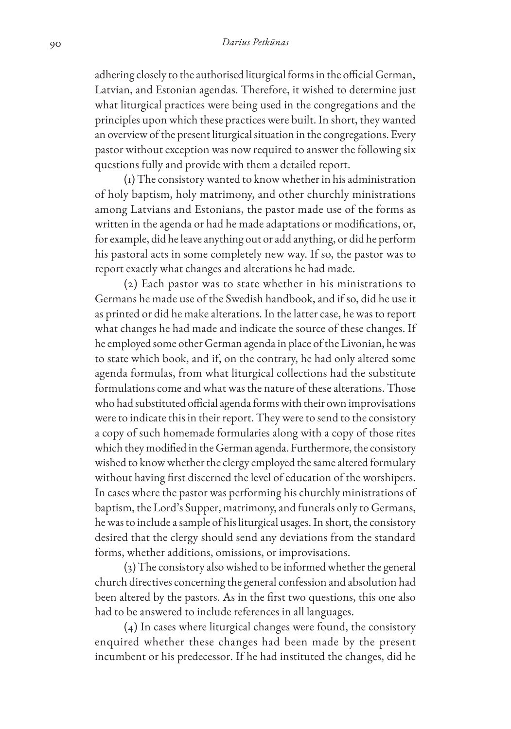adhering closely to the authorised liturgical forms in the official German, Latvian, and Estonian agendas. Therefore, it wished to determine just what liturgical practices were being used in the congregations and the principles upon which these practices were built. In short, they wanted an overview of the present liturgical situation in the congregations. Every pastor without exception was now required to answer the following six questions fully and provide with them a detailed report.

(1) The consistory wanted to know whether in his administration of holy baptism, holy matrimony, and other churchly ministrations among Latvians and Estonians, the pastor made use of the forms as written in the agenda or had he made adaptations or modifications, or, for example, did he leave anything out or add anything, or did he perform his pastoral acts in some completely new way. If so, the pastor was to report exactly what changes and alterations he had made.

(2) Each pastor was to state whether in his ministrations to Germans he made use of the Swedish handbook, and if so, did he use it as printed or did he make alterations. In the latter case, he was to report what changes he had made and indicate the source of these changes. If he employed some other German agenda in place of the Livonian, he was to state which book, and if, on the contrary, he had only altered some agenda formulas, from what liturgical collections had the substitute formulations come and what was the nature of these alterations. Those who had substituted official agenda forms with their own improvisations were to indicate this in their report. They were to send to the consistory a copy of such homemade formularies along with a copy of those rites which they modified in the German agenda. Furthermore, the consistory wished to know whether the clergy employed the same altered formulary without having first discerned the level of education of the worshipers. In cases where the pastor was performing his churchly ministrations of baptism, the Lord's Supper, matrimony, and funerals only to Germans, he was to include a sample of his liturgical usages. In short, the consistory desired that the clergy should send any deviations from the standard forms, whether additions, omissions, or improvisations.

(3) The consistory also wished to be informed whether the general church directives concerning the general confession and absolution had been altered by the pastors. As in the first two questions, this one also had to be answered to include references in all languages.

(4) In cases where liturgical changes were found, the consistory enquired whether these changes had been made by the present incumbent or his predecessor. If he had instituted the changes, did he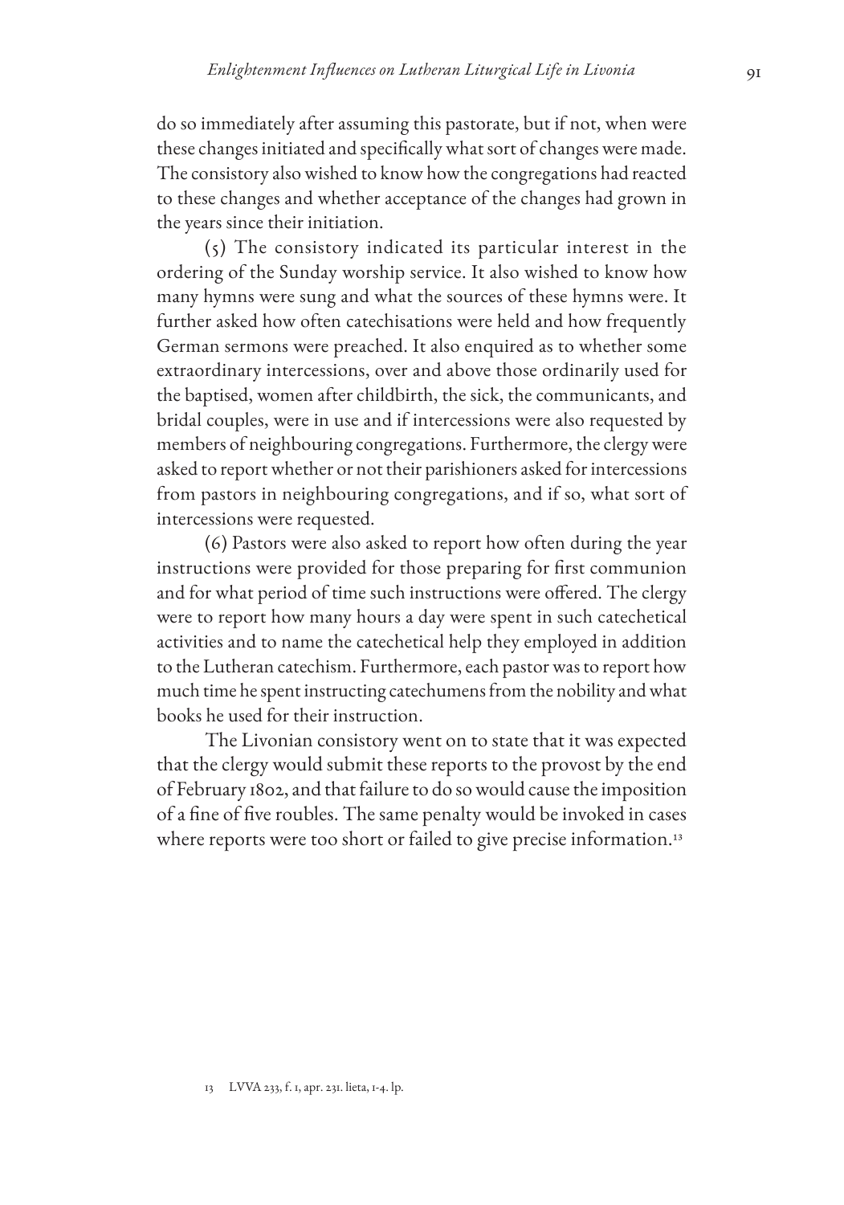do so immediately after assuming this pastorate, but if not, when were these changes initiated and specifically what sort of changes were made. The consistory also wished to know how the congregations had reacted to these changes and whether acceptance of the changes had grown in the years since their initiation.

(5) The consistory indicated its particular interest in the ordering of the Sunday worship service. It also wished to know how many hymns were sung and what the sources of these hymns were. It further asked how often catechisations were held and how frequently German sermons were preached. It also enquired as to whether some extraordinary intercessions, over and above those ordinarily used for the baptised, women after childbirth, the sick, the communicants, and bridal couples, were in use and if intercessions were also requested by members of neighbouring congregations. Furthermore, the clergy were asked to report whether or not their parishioners asked for intercessions from pastors in neighbouring congregations, and if so, what sort of intercessions were requested.

(6) Pastors were also asked to report how often during the year instructions were provided for those preparing for first communion and for what period of time such instructions were offered. The clergy were to report how many hours a day were spent in such catechetical activities and to name the catechetical help they employed in addition to the Lutheran catechism. Furthermore, each pastor was to report how much time he spent instructing catechumens from the nobility and what books he used for their instruction.

The Livonian consistory went on to state that it was expected that the clergy would submit these reports to the provost by the end of February 1802, and that failure to do so would cause the imposition of a fine of five roubles. The same penalty would be invoked in cases where reports were too short or failed to give precise information.[13]

[13] LVVA 233, f. 1, apr. 231. lieta, 1-4. lp.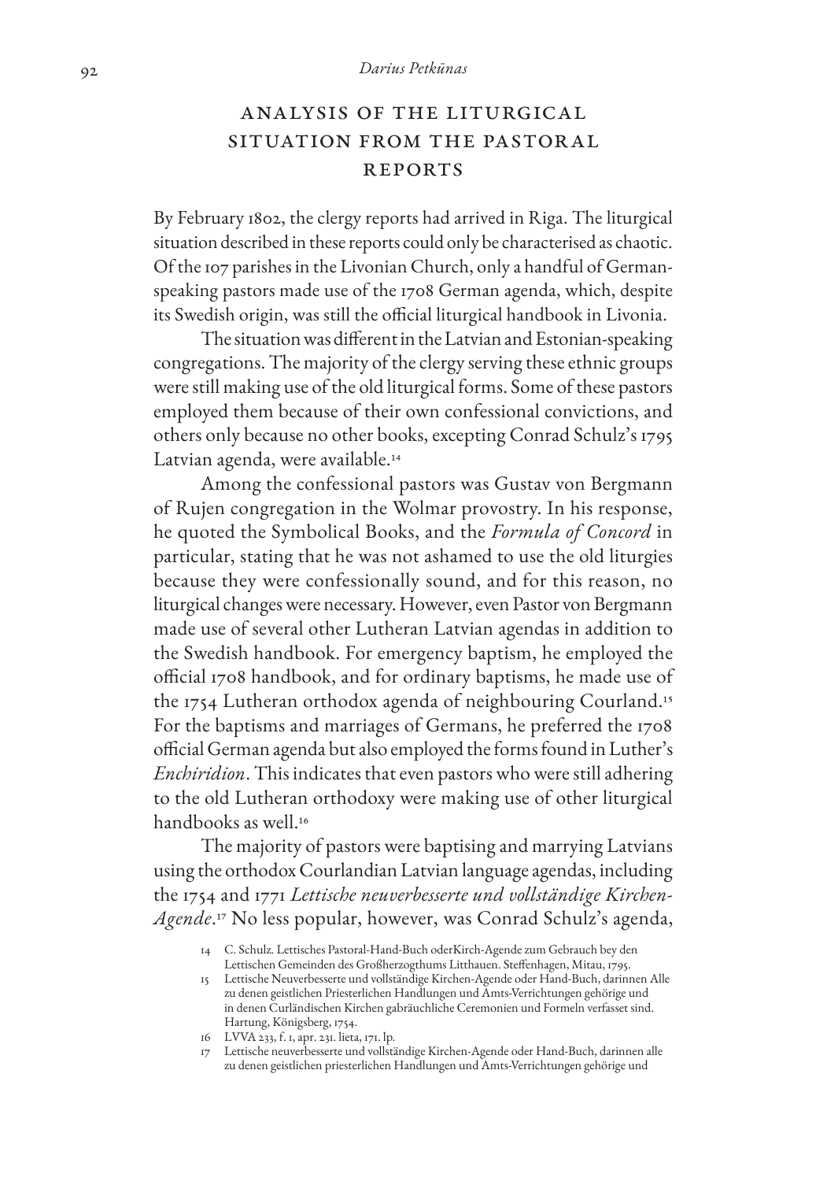## Analysis of the Liturgical Situation from the Pastoral Reports

By February 1802, the clergy reports had arrived in Riga. The liturgical situation described in these reports could only be characterised as chaotic. Of the 107 parishes in the Livonian Church, only a handful of German-speaking pastors made use of the 1708 German agenda, which, despite its Swedish origin, was still the official liturgical handbook in Livonia.

The situation was different in the Latvian and Estonian-speaking congregations. The majority of the clergy serving these ethnic groups were still making use of the old liturgical forms. Some of these pastors employed them because of their own confessional convictions, and others only because no other books, excepting Conrad Schulz's 1795 Latvian agenda, were available.[14]

Among the confessional pastors was Gustav von Bergmann of Rujen congregation in the Wolmar provostry. In his response, he quoted the Symbolical Books, and the *Formula of Concord* in particular, stating that he was not ashamed to use the old liturgies because they were confessionally sound, and for this reason, no liturgical changes were necessary. However, even Pastor von Bergmann made use of several other Lutheran Latvian agendas in addition to the Swedish handbook. For emergency baptism, he employed the official 1708 handbook, and for ordinary baptisms, he made use of the 1754 Lutheran orthodox agenda of neighbouring Courland.[15] For the baptisms and marriages of Germans, he preferred the 1708 official German agenda but also employed the forms found in Luther's *Enchiridion*. This indicates that even pastors who were still adhering to the old Lutheran orthodoxy were making use of other liturgical handbooks as well.[16]

The majority of pastors were baptising and marrying Latvians using the orthodox Courlandian Latvian language agendas, including the 1754 and 1771 *Lettische neuverbesserte und vollständige Kirchen-Agende*.[17] No less popular, however, was Conrad Schulz's agenda,

---

14 C. Schulz. Lettisches Pastoral-Hand-Buch oderKirch-Agende zum Gebrauch bey den Lettischen Gemeinden des Großherzogthums Litthauen. Steffenhagen, Mitau, 1795.

15 Lettische Neuverbesserte und vollständige Kirchen-Agende oder Hand-Buch, darinnen Alle zu denen geistlichen Priesterlichen Handlungen und Amts-Verrichtungen gehörige und in denen Curländischen Kirchen gabräuchliche Ceremonien und Formeln verfasset sind. Hartung, Königsberg, 1754.

16 LVVA 233, f. 1, apr. 231. lieta, 171. lp.

17 Lettische neuverbesserte und vollständige Kirchen-Agende oder Hand-Buch, darinnen alle zu denen geistlichen priesterlichen Handlungen und Amts-Verrichtungen gehörige und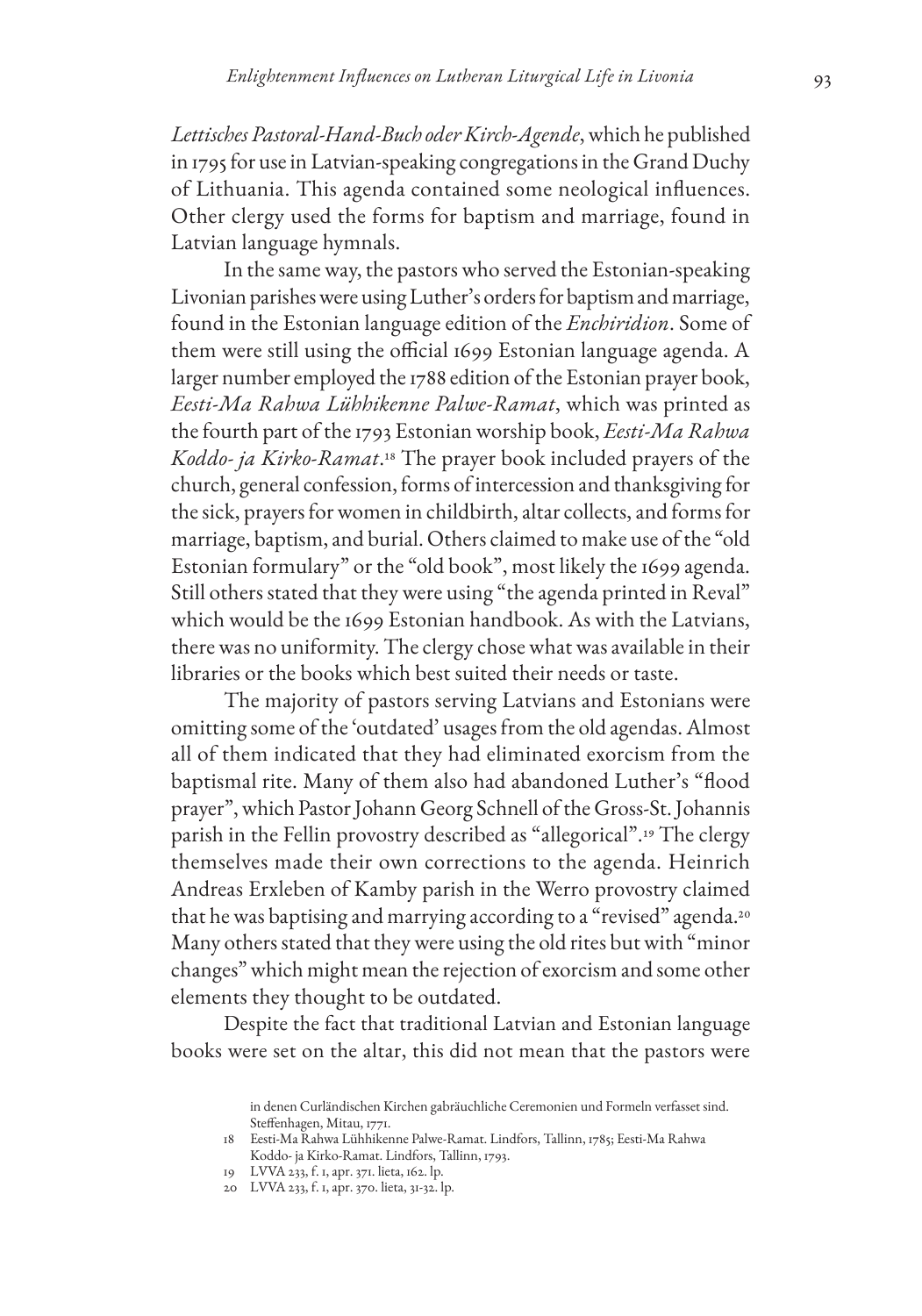*Lettisches Pastoral-Hand-Buch oder Kirch-Agende*, which he published in 1795 for use in Latvian-speaking congregations in the Grand Duchy of Lithuania. This agenda contained some neological influences. Other clergy used the forms for baptism and marriage, found in Latvian language hymnals.

In the same way, the pastors who served the Estonian-speaking Livonian parishes were using Luther's orders for baptism and marriage, found in the Estonian language edition of the *Enchiridion*. Some of them were still using the official 1699 Estonian language agenda. A larger number employed the 1788 edition of the Estonian prayer book, *Eesti-Ma Rahwa Lühhikenne Palwe-Ramat*, which was printed as the fourth part of the 1793 Estonian worship book, *Eesti-Ma Rahwa Koddo- ja Kirko-Ramat*.[18] The prayer book included prayers of the church, general confession, forms of intercession and thanksgiving for the sick, prayers for women in childbirth, altar collects, and forms for marriage, baptism, and burial. Others claimed to make use of the "old Estonian formulary" or the "old book", most likely the 1699 agenda. Still others stated that they were using "the agenda printed in Reval" which would be the 1699 Estonian handbook. As with the Latvians, there was no uniformity. The clergy chose what was available in their libraries or the books which best suited their needs or taste.

The majority of pastors serving Latvians and Estonians were omitting some of the 'outdated' usages from the old agendas. Almost all of them indicated that they had eliminated exorcism from the baptismal rite. Many of them also had abandoned Luther's "flood prayer", which Pastor Johann Georg Schnell of the Gross-St. Johannis parish in the Fellin provostry described as "allegorical".[19] The clergy themselves made their own corrections to the agenda. Heinrich Andreas Erxleben of Kamby parish in the Werro provostry claimed that he was baptising and marrying according to a "revised" agenda.[20] Many others stated that they were using the old rites but with "minor changes" which might mean the rejection of exorcism and some other elements they thought to be outdated.

Despite the fact that traditional Latvian and Estonian language books were set on the altar, this did not mean that the pastors were

in denen Curländischen Kirchen gabräuchliche Ceremonien und Formeln verfasset sind. Steffenhagen, Mitau, 1771.

18 Eesti-Ma Rahwa Lühhikenne Palwe-Ramat. Lindfors, Tallinn, 1785; Eesti-Ma Rahwa Koddo- ja Kirko-Ramat. Lindfors, Tallinn, 1793.

19 LVVA 233, f. 1, apr. 371. lieta, 162. lp.

20 LVVA 233, f. 1, apr. 370. lieta, 31-32. lp.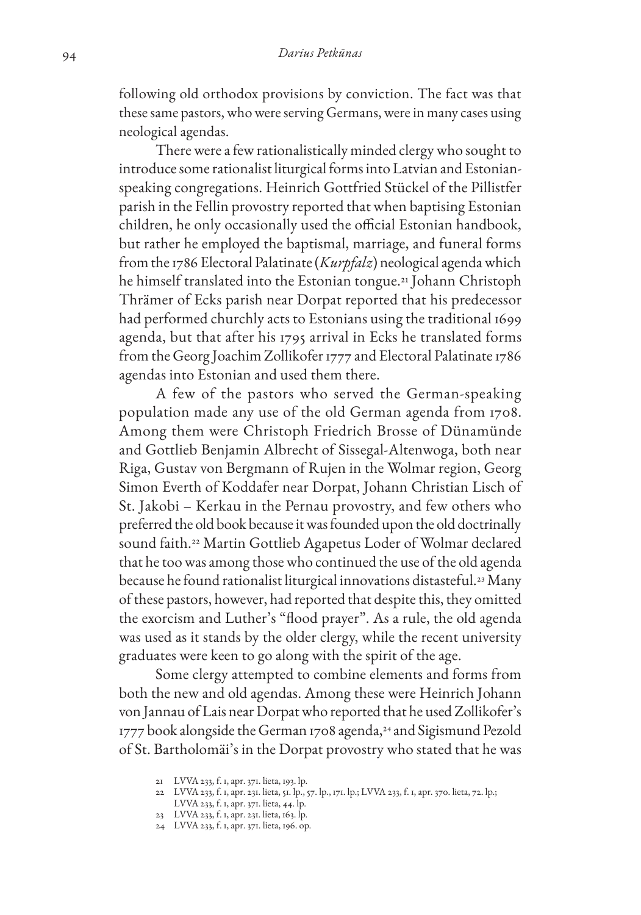following old orthodox provisions by conviction. The fact was that these same pastors, who were serving Germans, were in many cases using neological agendas.

There were a few rationalistically minded clergy who sought to introduce some rationalist liturgical forms into Latvian and Estonian-speaking congregations. Heinrich Gottfried Stückel of the Pillistfer parish in the Fellin provostry reported that when baptising Estonian children, he only occasionally used the official Estonian handbook, but rather he employed the baptismal, marriage, and funeral forms from the 1786 Electoral Palatinate (*Kurpfalz*) neological agenda which he himself translated into the Estonian tongue.[21] Johann Christoph Thrämer of Ecks parish near Dorpat reported that his predecessor had performed churchly acts to Estonians using the traditional 1699 agenda, but that after his 1795 arrival in Ecks he translated forms from the Georg Joachim Zollikofer 1777 and Electoral Palatinate 1786 agendas into Estonian and used them there.

A few of the pastors who served the German-speaking population made any use of the old German agenda from 1708. Among them were Christoph Friedrich Brosse of Dünamünde and Gottlieb Benjamin Albrecht of Sissegal-Altenwoga, both near Riga, Gustav von Bergmann of Rujen in the Wolmar region, Georg Simon Everth of Koddafer near Dorpat, Johann Christian Lisch of St. Jakobi – Kerkau in the Pernau provostry, and few others who preferred the old book because it was founded upon the old doctrinally sound faith.[22] Martin Gottlieb Agapetus Loder of Wolmar declared that he too was among those who continued the use of the old agenda because he found rationalist liturgical innovations distasteful.[23] Many of these pastors, however, had reported that despite this, they omitted the exorcism and Luther's "flood prayer". As a rule, the old agenda was used as it stands by the older clergy, while the recent university graduates were keen to go along with the spirit of the age.

Some clergy attempted to combine elements and forms from both the new and old agendas. Among these were Heinrich Johann von Jannau of Lais near Dorpat who reported that he used Zollikofer's 1777 book alongside the German 1708 agenda,[24] and Sigismund Pezold of St. Bartholomäi's in the Dorpat provostry who stated that he was

---

21 LVVA 233, f. 1, apr. 371. lieta, 193. lp.

22 LVVA 233, f. 1, apr. 231. lieta, 51. lp., 57. lp., 171. lp.; LVVA 233, f. 1, apr. 370. lieta, 72. lp.; LVVA 233, f. 1, apr. 371. lieta, 44. lp.

23 LVVA 233, f. 1, apr. 231. lieta, 163. lp.

24 LVVA 233, f. 1, apr. 371. lieta, 196. op.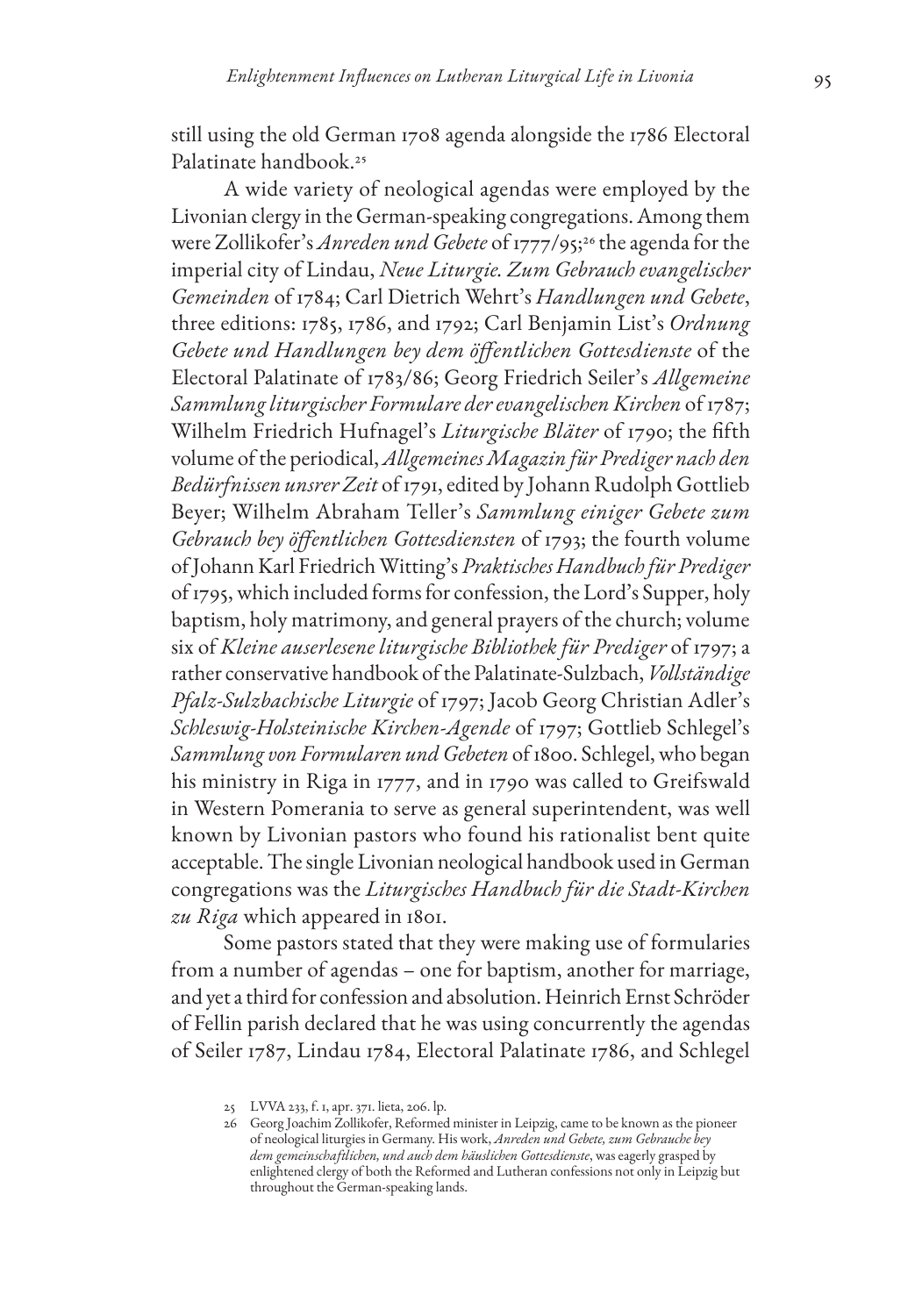still using the old German 1708 agenda alongside the 1786 Electoral Palatinate handbook.[25]

A wide variety of neological agendas were employed by the Livonian clergy in the German-speaking congregations. Among them were Zollikofer's *Anreden und Gebete* of 1777/95;[26] the agenda for the imperial city of Lindau, *Neue Liturgie. Zum Gebrauch evangelischer Gemeinden* of 1784; Carl Dietrich Wehrt's *Handlungen und Gebete*, three editions: 1785, 1786, and 1792; Carl Benjamin List's *Ordnung Gebete und Handlungen bey dem öffentlichen Gottesdienste* of the Electoral Palatinate of 1783/86; Georg Friedrich Seiler's *Allgemeine Sammlung liturgischer Formulare der evangelischen Kirchen* of 1787; Wilhelm Friedrich Hufnagel's *Liturgische Bläter* of 1790; the fifth volume of the periodical, *Allgemeines Magazin für Prediger nach den Bedürfnissen unsrer Zeit* of 1791, edited by Johann Rudolph Gottlieb Beyer; Wilhelm Abraham Teller's *Sammlung einiger Gebete zum Gebrauch bey öffentlichen Gottesdiensten* of 1793; the fourth volume of Johann Karl Friedrich Witting's *Praktisches Handbuch für Prediger* of 1795, which included forms for confession, the Lord's Supper, holy baptism, holy matrimony, and general prayers of the church; volume six of *Kleine auserlesene liturgische Bibliothek für Prediger* of 1797; a rather conservative handbook of the Palatinate-Sulzbach, *Vollständige Pfalz-Sulzbachische Liturgie* of 1797; Jacob Georg Christian Adler's *Schleswig-Holsteinische Kirchen-Agende* of 1797; Gottlieb Schlegel's *Sammlung von Formularen und Gebeten* of 1800. Schlegel, who began his ministry in Riga in 1777, and in 1790 was called to Greifswald in Western Pomerania to serve as general superintendent, was well known by Livonian pastors who found his rationalist bent quite acceptable. The single Livonian neological handbook used in German congregations was the *Liturgisches Handbuch für die Stadt-Kirchen zu Riga* which appeared in 1801.

Some pastors stated that they were making use of formularies from a number of agendas – one for baptism, another for marriage, and yet a third for confession and absolution. Heinrich Ernst Schröder of Fellin parish declared that he was using concurrently the agendas of Seiler 1787, Lindau 1784, Electoral Palatinate 1786, and Schlegel

---

25 LVVA 233, f. 1, apr. 371. lieta, 206. lp.

26 Georg Joachim Zollikofer, Reformed minister in Leipzig, came to be known as the pioneer of neological liturgies in Germany. His work, *Anreden und Gebete, zum Gebrauche bey dem gemeinschaftlichen, und auch dem häuslichen Gottesdienste*, was eagerly grasped by enlightened clergy of both the Reformed and Lutheran confessions not only in Leipzig but throughout the German-speaking lands.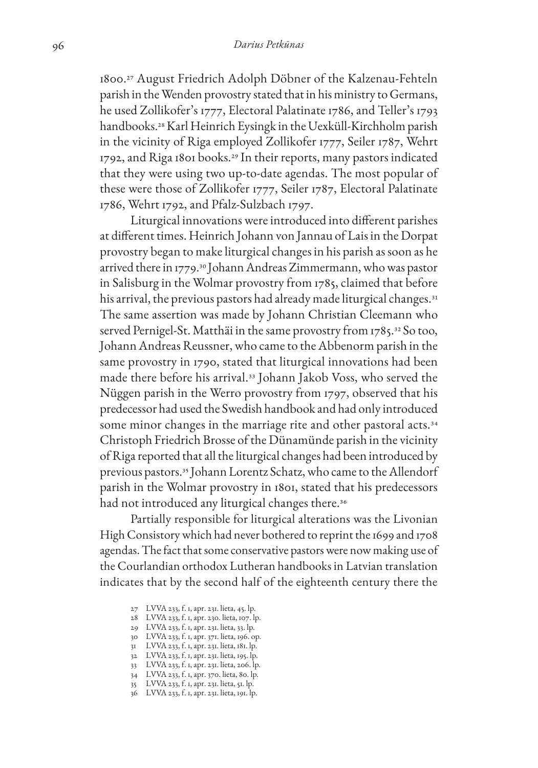1800.[27] August Friedrich Adolph Döbner of the Kalzenau-Fehteln parish in the Wenden provostry stated that in his ministry to Germans, he used Zollikofer's 1777, Electoral Palatinate 1786, and Teller's 1793 handbooks.[28] Karl Heinrich Eysingk in the Uexküll-Kirchholm parish in the vicinity of Riga employed Zollikofer 1777, Seiler 1787, Wehrt 1792, and Riga 1801 books.[29] In their reports, many pastors indicated that they were using two up-to-date agendas. The most popular of these were those of Zollikofer 1777, Seiler 1787, Electoral Palatinate 1786, Wehrt 1792, and Pfalz-Sulzbach 1797.

Liturgical innovations were introduced into different parishes at different times. Heinrich Johann von Jannau of Lais in the Dorpat provostry began to make liturgical changes in his parish as soon as he arrived there in 1779.[30] Johann Andreas Zimmermann, who was pastor in Salisburg in the Wolmar provostry from 1785, claimed that before his arrival, the previous pastors had already made liturgical changes.[31] The same assertion was made by Johann Christian Cleemann who served Pernigel-St. Matthäi in the same provostry from 1785.[32] So too, Johann Andreas Reussner, who came to the Abbenorm parish in the same provostry in 1790, stated that liturgical innovations had been made there before his arrival.[33] Johann Jakob Voss, who served the Nüggen parish in the Werro provostry from 1797, observed that his predecessor had used the Swedish handbook and had only introduced some minor changes in the marriage rite and other pastoral acts.[34] Christoph Friedrich Brosse of the Dünamünde parish in the vicinity of Riga reported that all the liturgical changes had been introduced by previous pastors.[35] Johann Lorentz Schatz, who came to the Allendorf parish in the Wolmar provostry in 1801, stated that his predecessors had not introduced any liturgical changes there.[36]

Partially responsible for liturgical alterations was the Livonian High Consistory which had never bothered to reprint the 1699 and 1708 agendas. The fact that some conservative pastors were now making use of the Courlandian orthodox Lutheran handbooks in Latvian translation indicates that by the second half of the eighteenth century there the

27 LVVA 233, f. 1, apr. 231. lieta, 45. lp.
28 LVVA 233, f. 1, apr. 230. lieta, 107. lp.
29 LVVA 233, f. 1, apr. 231. lieta, 33. lp.
30 LVVA 233, f. 1, apr. 371. lieta, 196. op.
31 LVVA 233, f. 1, apr. 231. lieta, 181. lp.
32 LVVA 233, f. 1, apr. 231. lieta, 195. lp.
33 LVVA 233, f. 1, apr. 231. lieta, 206. lp.
34 LVVA 233, f. 1, apr. 370. lieta, 80. lp.
35 LVVA 233, f. 1, apr. 231. lieta, 51. lp.
36 LVVA 233, f. 1, apr. 231. lieta, 191. lp.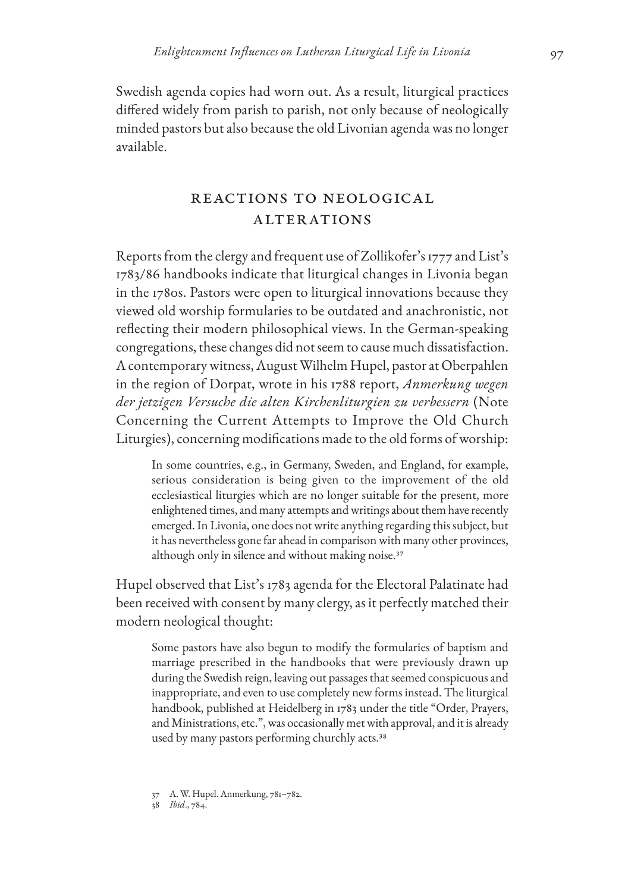Swedish agenda copies had worn out. As a result, liturgical practices differed widely from parish to parish, not only because of neologically minded pastors but also because the old Livonian agenda was no longer available.

## Reactions to Neological Alterations

Reports from the clergy and frequent use of Zollikofer's 1777 and List's 1783/86 handbooks indicate that liturgical changes in Livonia began in the 1780s. Pastors were open to liturgical innovations because they viewed old worship formularies to be outdated and anachronistic, not reflecting their modern philosophical views. In the German-speaking congregations, these changes did not seem to cause much dissatisfaction. A contemporary witness, August Wilhelm Hupel, pastor at Oberpahlen in the region of Dorpat, wrote in his 1788 report, *Anmerkung wegen der jetzigen Versuche die alten Kirchenliturgien zu verbessern* (Note Concerning the Current Attempts to Improve the Old Church Liturgies), concerning modifications made to the old forms of worship:

> In some countries, e.g., in Germany, Sweden, and England, for example, serious consideration is being given to the improvement of the old ecclesiastical liturgies which are no longer suitable for the present, more enlightened times, and many attempts and writings about them have recently emerged. In Livonia, one does not write anything regarding this subject, but it has nevertheless gone far ahead in comparison with many other provinces, although only in silence and without making noise.[37]

Hupel observed that List's 1783 agenda for the Electoral Palatinate had been received with consent by many clergy, as it perfectly matched their modern neological thought:

> Some pastors have also begun to modify the formularies of baptism and marriage prescribed in the handbooks that were previously drawn up during the Swedish reign, leaving out passages that seemed conspicuous and inappropriate, and even to use completely new forms instead. The liturgical handbook, published at Heidelberg in 1783 under the title "Order, Prayers, and Ministrations, etc.", was occasionally met with approval, and it is already used by many pastors performing churchly acts.[38]

37 A. W. Hupel. Anmerkung, 781–782.

38 *Ibid*., 784.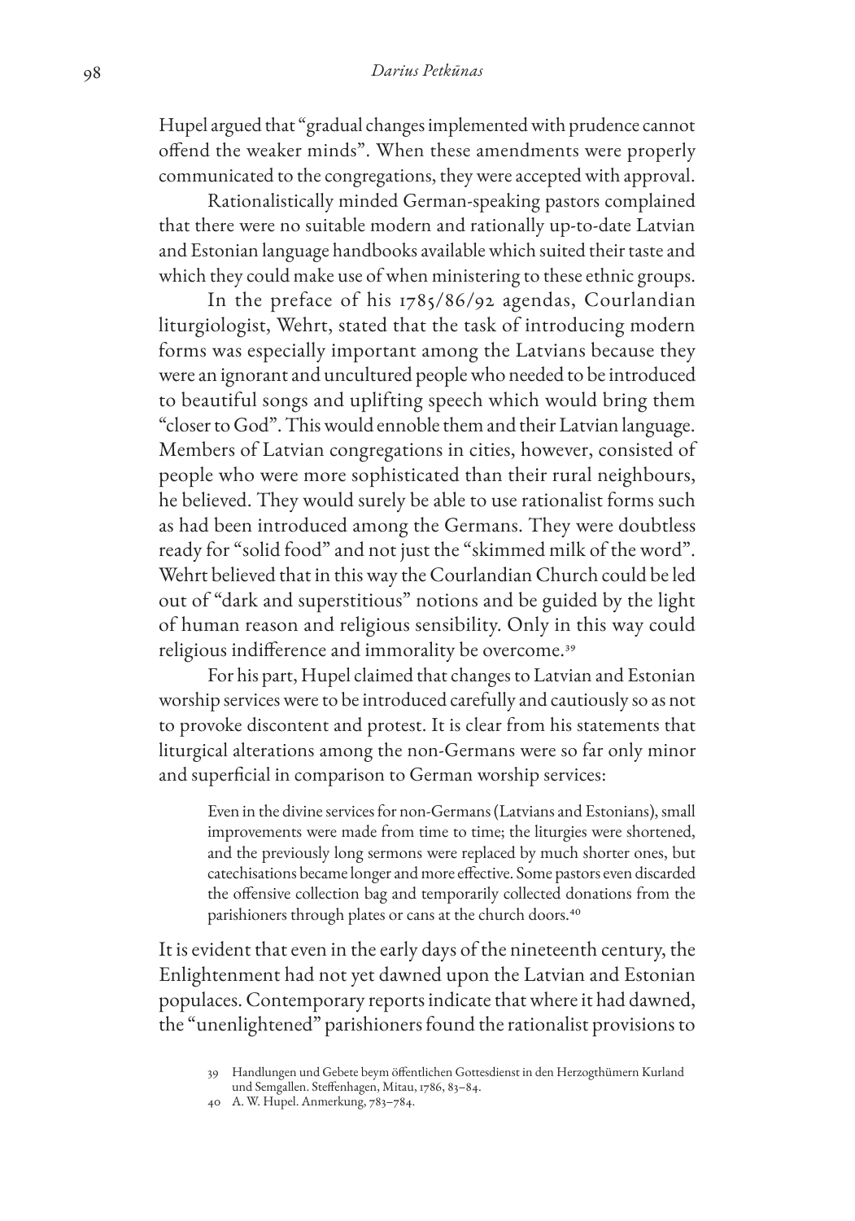Hupel argued that "gradual changes implemented with prudence cannot offend the weaker minds". When these amendments were properly communicated to the congregations, they were accepted with approval.

Rationalistically minded German-speaking pastors complained that there were no suitable modern and rationally up-to-date Latvian and Estonian language handbooks available which suited their taste and which they could make use of when ministering to these ethnic groups.

In the preface of his 1785/86/92 agendas, Courlandian liturgiologist, Wehrt, stated that the task of introducing modern forms was especially important among the Latvians because they were an ignorant and uncultured people who needed to be introduced to beautiful songs and uplifting speech which would bring them "closer to God". This would ennoble them and their Latvian language. Members of Latvian congregations in cities, however, consisted of people who were more sophisticated than their rural neighbours, he believed. They would surely be able to use rationalist forms such as had been introduced among the Germans. They were doubtless ready for "solid food" and not just the "skimmed milk of the word". Wehrt believed that in this way the Courlandian Church could be led out of "dark and superstitious" notions and be guided by the light of human reason and religious sensibility. Only in this way could religious indifference and immorality be overcome.[39]

For his part, Hupel claimed that changes to Latvian and Estonian worship services were to be introduced carefully and cautiously so as not to provoke discontent and protest. It is clear from his statements that liturgical alterations among the non-Germans were so far only minor and superficial in comparison to German worship services:

> Even in the divine services for non-Germans (Latvians and Estonians), small improvements were made from time to time; the liturgies were shortened, and the previously long sermons were replaced by much shorter ones, but catechisations became longer and more effective. Some pastors even discarded the offensive collection bag and temporarily collected donations from the parishioners through plates or cans at the church doors.[40]

It is evident that even in the early days of the nineteenth century, the Enlightenment had not yet dawned upon the Latvian and Estonian populaces. Contemporary reports indicate that where it had dawned, the "unenlightened" parishioners found the rationalist provisions to

---

39 Handlungen und Gebete beym öffentlichen Gottesdienst in den Herzogthümern Kurland und Semgallen. Steffenhagen, Mitau, 1786, 83–84.

40 A. W. Hupel. Anmerkung, 783–784.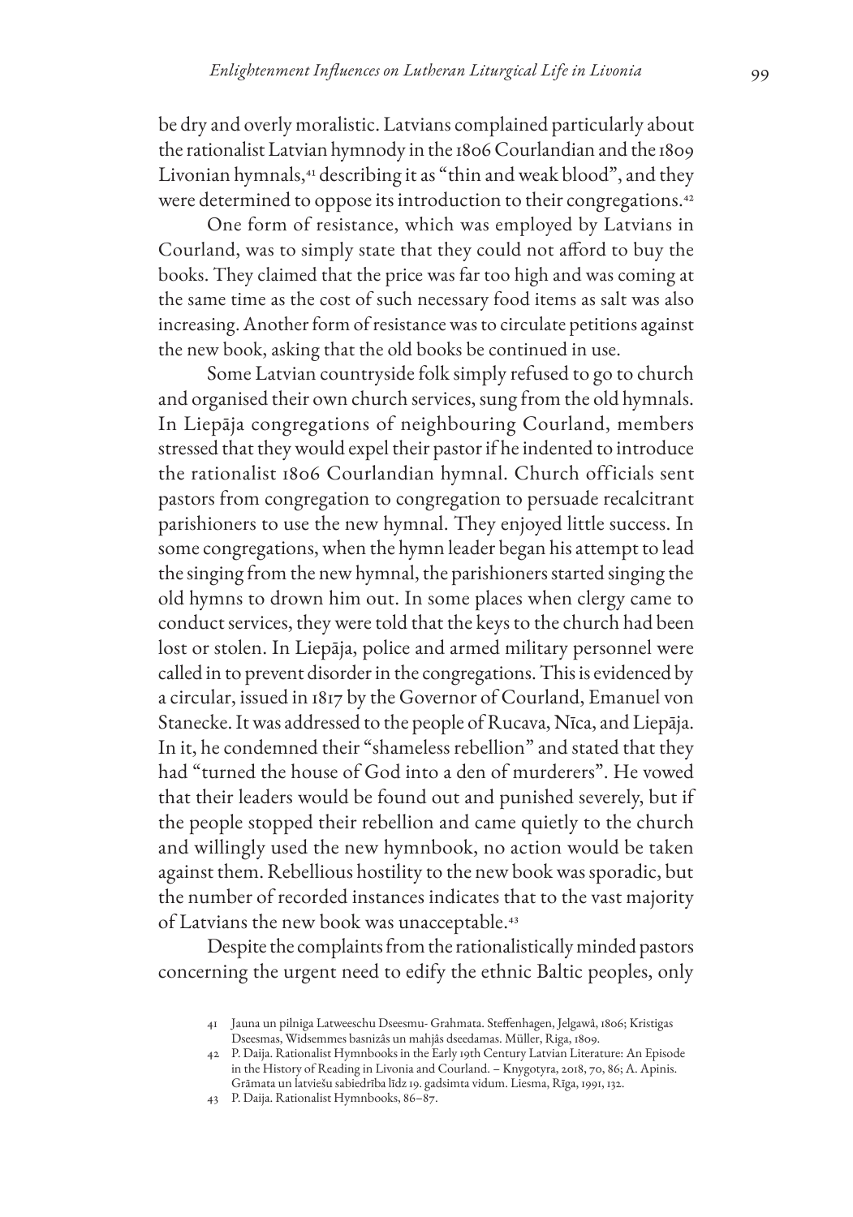be dry and overly moralistic. Latvians complained particularly about the rationalist Latvian hymnody in the 1806 Courlandian and the 1809 Livonian hymnals,[41] describing it as "thin and weak blood", and they were determined to oppose its introduction to their congregations.[42]

One form of resistance, which was employed by Latvians in Courland, was to simply state that they could not afford to buy the books. They claimed that the price was far too high and was coming at the same time as the cost of such necessary food items as salt was also increasing. Another form of resistance was to circulate petitions against the new book, asking that the old books be continued in use.

Some Latvian countryside folk simply refused to go to church and organised their own church services, sung from the old hymnals. In Liepāja congregations of neighbouring Courland, members stressed that they would expel their pastor if he indented to introduce the rationalist 1806 Courlandian hymnal. Church officials sent pastors from congregation to congregation to persuade recalcitrant parishioners to use the new hymnal. They enjoyed little success. In some congregations, when the hymn leader began his attempt to lead the singing from the new hymnal, the parishioners started singing the old hymns to drown him out. In some places when clergy came to conduct services, they were told that the keys to the church had been lost or stolen. In Liepāja, police and armed military personnel were called in to prevent disorder in the congregations. This is evidenced by a circular, issued in 1817 by the Governor of Courland, Emanuel von Stanecke. It was addressed to the people of Rucava, Nīca, and Liepāja. In it, he condemned their "shameless rebellion" and stated that they had "turned the house of God into a den of murderers". He vowed that their leaders would be found out and punished severely, but if the people stopped their rebellion and came quietly to the church and willingly used the new hymnbook, no action would be taken against them. Rebellious hostility to the new book was sporadic, but the number of recorded instances indicates that to the vast majority of Latvians the new book was unacceptable.[43]

Despite the complaints from the rationalistically minded pastors concerning the urgent need to edify the ethnic Baltic peoples, only

41 Jauna un pilniga Latweeschu Dseesmu- Grahmata. Steffenhagen, Jelgawâ, 1806; Kristigas Dseesmas, Widsemmes basnizâs un mahjâs dseedamas. Müller, Riga, 1809.

42 P. Daija. Rationalist Hymnbooks in the Early 19th Century Latvian Literature: An Episode in the History of Reading in Livonia and Courland. – Knygotyra, 2018, 70, 86; A. Apinis. Grāmata un latviešu sabiedrība līdz 19. gadsimta vidum. Liesma, Rīga, 1991, 132.

43 P. Daija. Rationalist Hymnbooks, 86–87.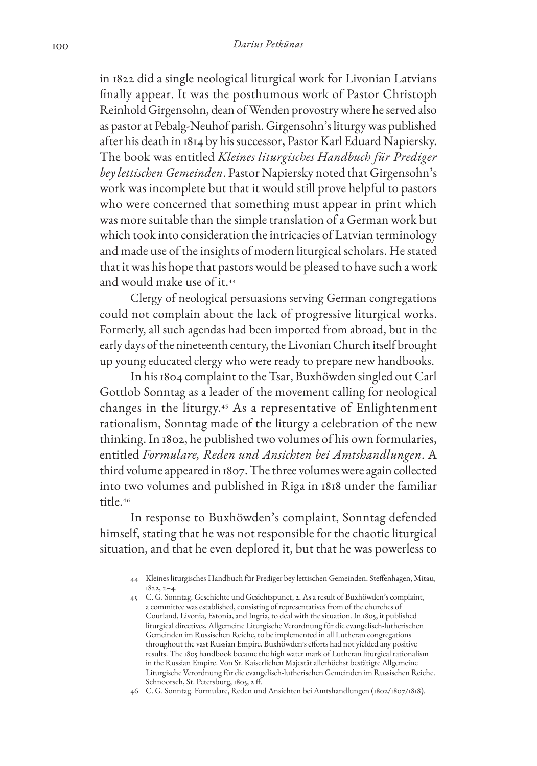in 1822 did a single neological liturgical work for Livonian Latvians finally appear. It was the posthumous work of Pastor Christoph Reinhold Girgensohn, dean of Wenden provostry where he served also as pastor at Pebalg-Neuhof parish. Girgensohn's liturgy was published after his death in 1814 by his successor, Pastor Karl Eduard Napiersky. The book was entitled *Kleines liturgisches Handbuch für Prediger bey lettischen Gemeinden*. Pastor Napiersky noted that Girgensohn's work was incomplete but that it would still prove helpful to pastors who were concerned that something must appear in print which was more suitable than the simple translation of a German work but which took into consideration the intricacies of Latvian terminology and made use of the insights of modern liturgical scholars. He stated that it was his hope that pastors would be pleased to have such a work and would make use of it.[44]

Clergy of neological persuasions serving German congregations could not complain about the lack of progressive liturgical works. Formerly, all such agendas had been imported from abroad, but in the early days of the nineteenth century, the Livonian Church itself brought up young educated clergy who were ready to prepare new handbooks.

In his 1804 complaint to the Tsar, Buxhöwden singled out Carl Gottlob Sonntag as a leader of the movement calling for neological changes in the liturgy.[45] As a representative of Enlightenment rationalism, Sonntag made of the liturgy a celebration of the new thinking. In 1802, he published two volumes of his own formularies, entitled *Formulare, Reden und Ansichten bei Amtshandlungen*. A third volume appeared in 1807. The three volumes were again collected into two volumes and published in Riga in 1818 under the familiar title.[46]

In response to Buxhöwden's complaint, Sonntag defended himself, stating that he was not responsible for the chaotic liturgical situation, and that he even deplored it, but that he was powerless to

44 Kleines liturgisches Handbuch für Prediger bey lettischen Gemeinden. Steffenhagen, Mitau, 1822, 2–4.

45 C. G. Sonntag. Geschichte und Gesichtspunct, 2. As a result of Buxhöwden's complaint, a committee was established, consisting of representatives from of the churches of Courland, Livonia, Estonia, and Ingria, to deal with the situation. In 1805, it published liturgical directives, Allgemeine Liturgische Verordnung für die evangelisch-lutherischen Gemeinden im Russischen Reiche, to be implemented in all Lutheran congregations throughout the vast Russian Empire. Buxhöwden's efforts had not yielded any positive results. The 1805 handbook became the high water mark of Lutheran liturgical rationalism in the Russian Empire. Von Sr. Kaiserlichen Majestät allerhöchst bestätigte Allgemeine Liturgische Verordnung für die evangelisch-lutherischen Gemeinden im Russischen Reiche. Schnoorsch, St. Petersburg, 1805, 2 ff.

46 C. G. Sonntag. Formulare, Reden und Ansichten bei Amtshandlungen (1802/1807/1818).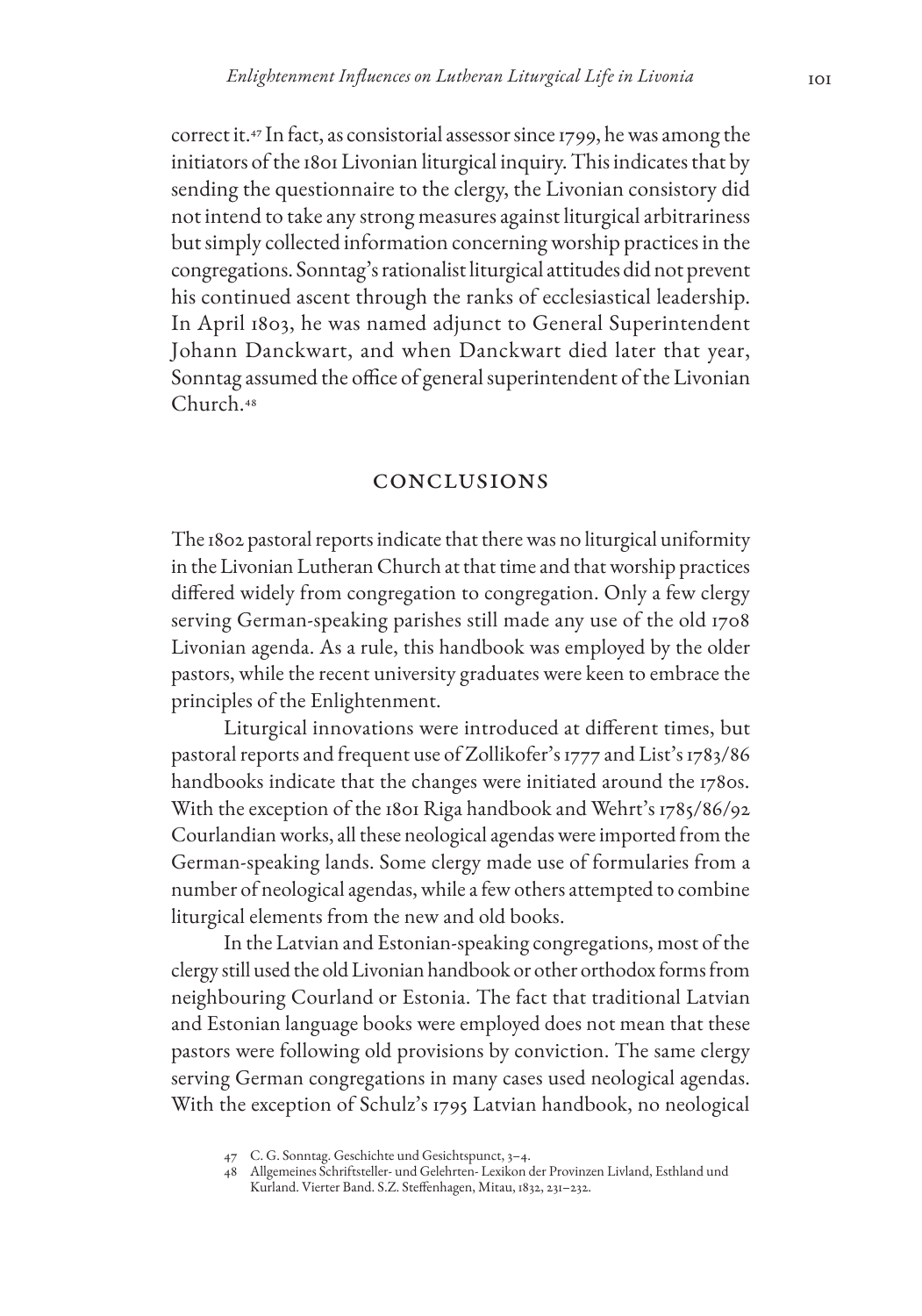correct it.[47] In fact, as consistorial assessor since 1799, he was among the initiators of the 1801 Livonian liturgical inquiry. This indicates that by sending the questionnaire to the clergy, the Livonian consistory did not intend to take any strong measures against liturgical arbitrariness but simply collected information concerning worship practices in the congregations. Sonntag's rationalist liturgical attitudes did not prevent his continued ascent through the ranks of ecclesiastical leadership. In April 1803, he was named adjunct to General Superintendent Johann Danckwart, and when Danckwart died later that year, Sonntag assumed the office of general superintendent of the Livonian Church.[48]

## CONCLUSIONS

The 1802 pastoral reports indicate that there was no liturgical uniformity in the Livonian Lutheran Church at that time and that worship practices differed widely from congregation to congregation. Only a few clergy serving German-speaking parishes still made any use of the old 1708 Livonian agenda. As a rule, this handbook was employed by the older pastors, while the recent university graduates were keen to embrace the principles of the Enlightenment.

Liturgical innovations were introduced at different times, but pastoral reports and frequent use of Zollikofer's 1777 and List's 1783/86 handbooks indicate that the changes were initiated around the 1780s. With the exception of the 1801 Riga handbook and Wehrt's 1785/86/92 Courlandian works, all these neological agendas were imported from the German-speaking lands. Some clergy made use of formularies from a number of neological agendas, while a few others attempted to combine liturgical elements from the new and old books.

In the Latvian and Estonian-speaking congregations, most of the clergy still used the old Livonian handbook or other orthodox forms from neighbouring Courland or Estonia. The fact that traditional Latvian and Estonian language books were employed does not mean that these pastors were following old provisions by conviction. The same clergy serving German congregations in many cases used neological agendas. With the exception of Schulz's 1795 Latvian handbook, no neological

---

47 C. G. Sonntag. Geschichte und Gesichtspunct, 3–4.

48 Allgemeines Schriftsteller- und Gelehrten- Lexikon der Provinzen Livland, Esthland und Kurland. Vierter Band. S.Z. Steffenhagen, Mitau, 1832, 231–232.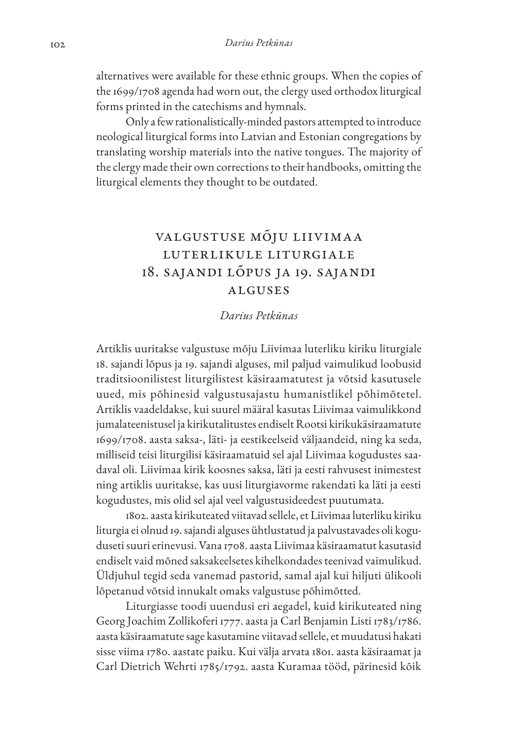alternatives were available for these ethnic groups. When the copies of the 1699/1708 agenda had worn out, the clergy used orthodox liturgical forms printed in the catechisms and hymnals.

Only a few rationalistically-minded pastors attempted to introduce neological liturgical forms into Latvian and Estonian congregations by translating worship materials into the native tongues. The majority of the clergy made their own corrections to their handbooks, omitting the liturgical elements they thought to be outdated.

# VALGUSTUSE MÕJU LIIVIMAA LUTERLIKULE LITURGIALE 18. SAJANDI LÕPUS JA 19. SAJANDI ALGUSES

*Darius Petkūnas*

Artiklis uuritakse valgustuse mõju Liivimaa luterliku kiriku liturgiale 18. sajandi lõpus ja 19. sajandi alguses, mil paljud vaimulikud loobusid traditsioonilistest liturgilistest käsiraamatutest ja võtsid kasutusele uued, mis põhinesid valgustusajastu humanistlikel põhimõtetel. Artiklis vaadeldakse, kui suurel määral kasutas Liivimaa vaimulikkond jumalateenistusel ja kirikutalitustes endiselt Rootsi kirikukäsiraamatute 1699/1708. aasta saksa-, läti- ja eestikeelseid väljaandeid, ning ka seda, milliseid teisi liturgilisi käsiraamatuid sel ajal Liivimaa kogudustes saadaval oli. Liivimaa kirik koosnes saksa, läti ja eesti rahvusest inimestest ning artiklis uuritakse, kas uusi liturgiavorme rakendati ka läti ja eesti kogudustes, mis olid sel ajal veel valgustusideedest puutumata.

1802. aasta kirikuteated viitavad sellele, et Liivimaa luterliku kiriku liturgia ei olnud 19. sajandi alguses ühtlustatud ja palvustavades oli koguduseti suuri erinevusi. Vana 1708. aasta Liivimaa käsiraamatut kasutasid endiselt vaid mõned saksakeelsetes kihelkondades teenivad vaimulikud. Üldjuhul tegid seda vanemad pastorid, samal ajal kui hiljuti ülikooli lõpetanud võtsid innukalt omaks valgustuse põhimõtted.

Liturgiasse toodi uuendusi eri aegadel, kuid kirikuteated ning Georg Joachim Zollikoferi 1777. aasta ja Carl Benjamin Listi 1783/1786. aasta käsiraamatute sage kasutamine viitavad sellele, et muudatusi hakati sisse viima 1780. aastate paiku. Kui välja arvata 1801. aasta käsiraamat ja Carl Dietrich Wehrti 1785/1792. aasta Kuramaa tööd, pärinesid kõik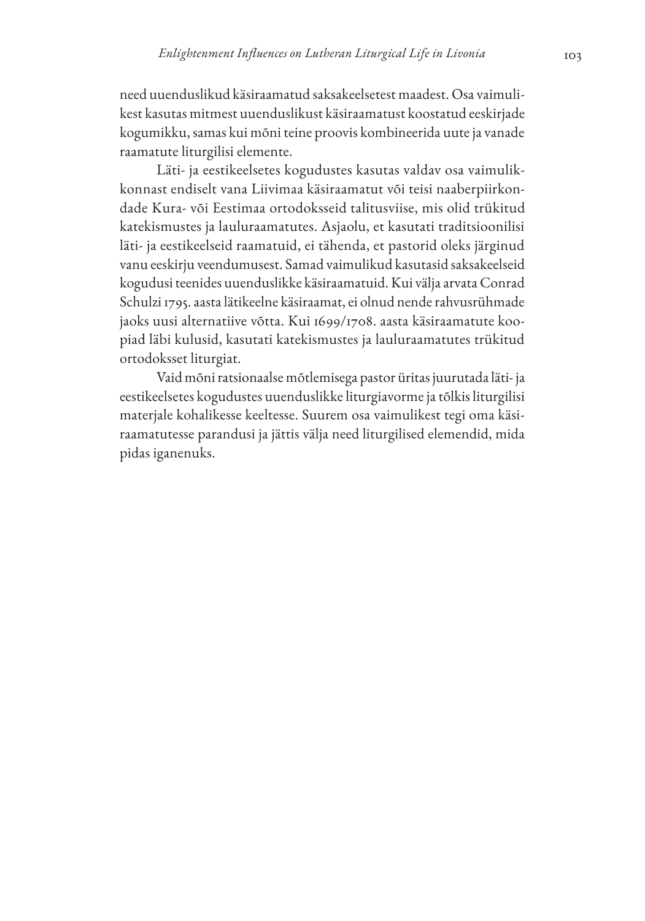need uuenduslikud käsiraamatud saksakeelsetest maadest. Osa vaimulikest kasutas mitmest uuenduslikust käsiraamatust koostatud eeskirjade kogumikku, samas kui mõni teine proovis kombineerida uute ja vanade raamatute liturgilisi elemente.

Läti- ja eestikeelsetes kogudustes kasutas valdav osa vaimulikkonnast endiselt vana Liivimaa käsiraamatut või teisi naaberpiirkondade Kura- või Eestimaa ortodoksseid talitusviise, mis olid trükitud katekismustes ja lauluraamatutes. Asjaolu, et kasutati traditsioonilisi läti- ja eestikeelseid raamatuid, ei tähenda, et pastorid oleks järginud vanu eeskirju veendumusest. Samad vaimulikud kasutasid saksakeelseid kogudusi teenides uuenduslikke käsiraamatuid. Kui välja arvata Conrad Schulzi 1795. aasta lätikeelne käsiraamat, ei olnud nende rahvusrühmade jaoks uusi alternatiive võtta. Kui 1699/1708. aasta käsiraamatute koopiad läbi kulusid, kasutati katekismustes ja lauluraamatutes trükitud ortodoksset liturgiat.

Vaid mõni ratsionaalse mõtlemisega pastor üritas juurutada läti- ja eestikeelsetes kogudustes uuenduslikke liturgiavorme ja tõlkis liturgilisi materjale kohalikesse keeltesse. Suurem osa vaimulikest tegi oma käsiraamatutesse parandusi ja jättis välja need liturgilised elemendid, mida pidas iganenuks.